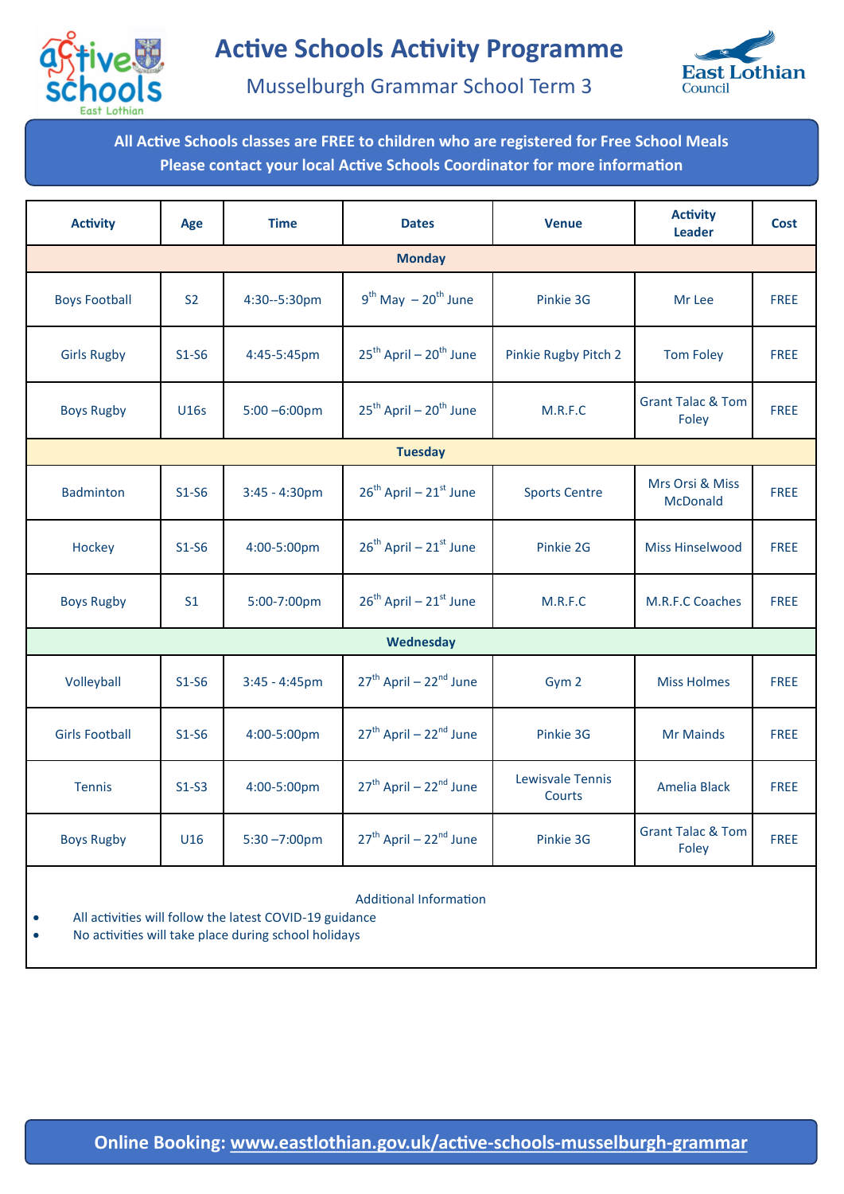# Active Schools Activity Programme

## Musselburgh Grammar School Term 3

**All Active Schools classes are FREE to children who are registered for Free School Meals**
**Please contact your local Active Schools Coordinator for more information**

| Activity | Age | Time | Dates | Venue | Activity Leader | Cost |
|---|---|---|---|---|---|---|
| **Monday** | | | | | | |
| Boys Football | S2 | 4:30--5:30pm | 9th May – 20th June | Pinkie 3G | Mr Lee | FREE |
| Girls Rugby | S1-S6 | 4:45-5:45pm | 25th April – 20th June | Pinkie Rugby Pitch 2 | Tom Foley | FREE |
| Boys Rugby | U16s | 5:00 –6:00pm | 25th April – 20th June | M.R.F.C | Grant Talac & Tom Foley | FREE |
| **Tuesday** | | | | | | |
| Badminton | S1-S6 | 3:45 - 4:30pm | 26th April – 21st June | Sports Centre | Mrs Orsi & Miss McDonald | FREE |
| Hockey | S1-S6 | 4:00-5:00pm | 26th April – 21st June | Pinkie 2G | Miss Hinselwood | FREE |
| Boys Rugby | S1 | 5:00-7:00pm | 26th April – 21st June | M.R.F.C | M.R.F.C Coaches | FREE |
| **Wednesday** | | | | | | |
| Volleyball | S1-S6 | 3:45 - 4:45pm | 27th April – 22nd June | Gym 2 | Miss Holmes | FREE |
| Girls Football | S1-S6 | 4:00-5:00pm | 27th April – 22nd June | Pinkie 3G | Mr Mainds | FREE |
| Tennis | S1-S3 | 4:00-5:00pm | 27th April – 22nd June | Lewisvale Tennis Courts | Amelia Black | FREE |
| Boys Rugby | U16 | 5:30 –7:00pm | 27th April – 22nd June | Pinkie 3G | Grant Talac & Tom Foley | FREE |

Additional Information

- All activities will follow the latest COVID-19 guidance
- No activities will take place during school holidays

**Online Booking: [www.eastlothian.gov.uk/active-schools-musselburgh-grammar](www.eastlothian.gov.uk/active-schools-musselburgh-grammar)**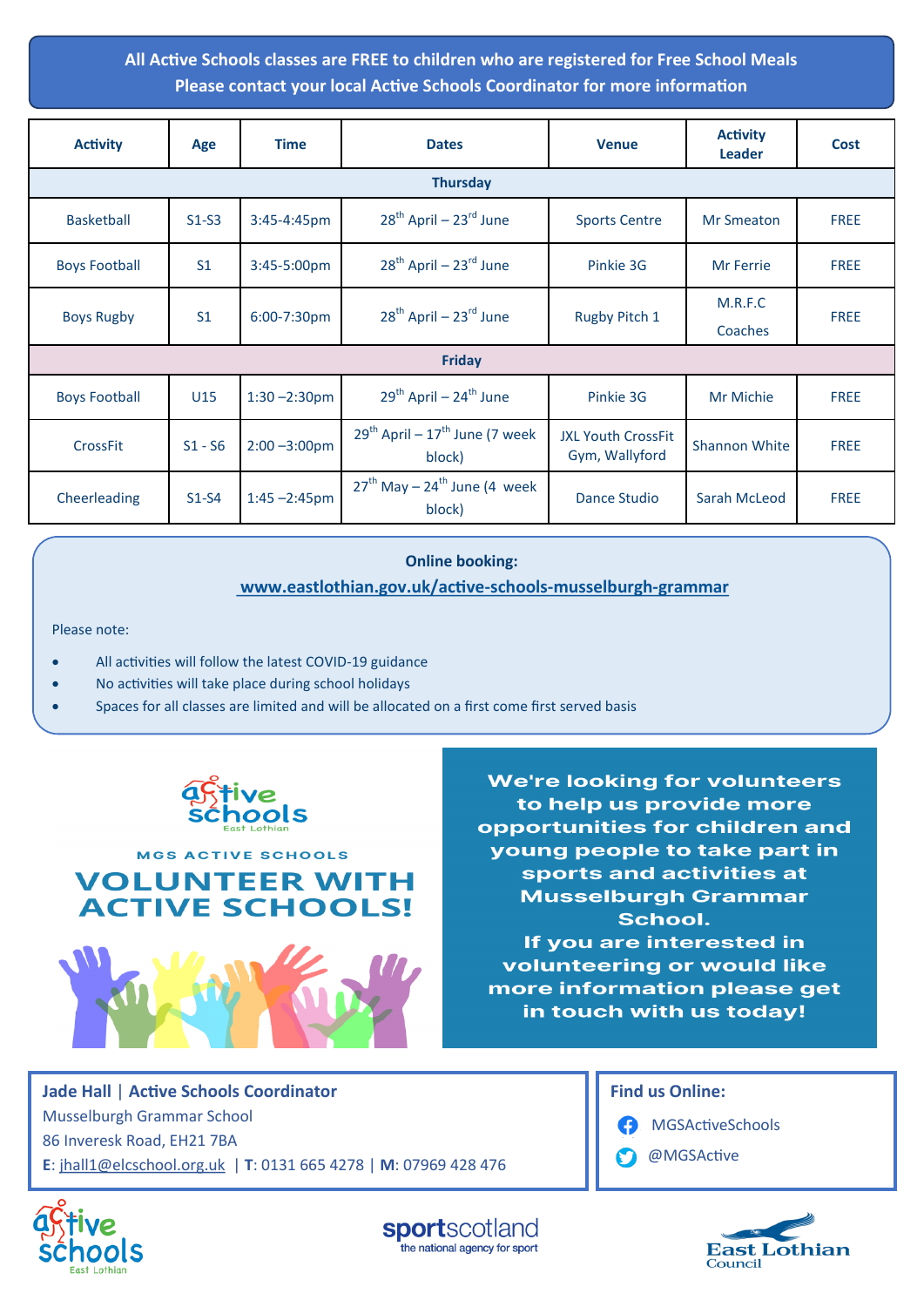**All Active Schools classes are FREE to children who are registered for Free School Meals**
**Please contact your local Active Schools Coordinator for more information**

| Activity | Age | Time | Dates | Venue | Activity Leader | Cost |
|---|---|---|---|---|---|---|
| **Thursday** | | | | | | |
| Basketball | S1-S3 | 3:45-4:45pm | 28th April – 23rd June | Sports Centre | Mr Smeaton | FREE |
| Boys Football | S1 | 3:45-5:00pm | 28th April – 23rd June | Pinkie 3G | Mr Ferrie | FREE |
| Boys Rugby | S1 | 6:00-7:30pm | 28th April – 23rd June | Rugby Pitch 1 | M.R.F.C Coaches | FREE |
| **Friday** | | | | | | |
| Boys Football | U15 | 1:30 –2:30pm | 29th April – 24th June | Pinkie 3G | Mr Michie | FREE |
| CrossFit | S1 - S6 | 2:00 –3:00pm | 29th April – 17th June (7 week block) | JXL Youth CrossFit Gym, Wallyford | Shannon White | FREE |
| Cheerleading | S1-S4 | 1:45 –2:45pm | 27th May – 24th June (4 week block) | Dance Studio | Sarah McLeod | FREE |

**Online booking:**
**www.eastlothian.gov.uk/active-schools-musselburgh-grammar**

Please note:

- All activities will follow the latest COVID-19 guidance
- No activities will take place during school holidays
- Spaces for all classes are limited and will be allocated on a first come first served basis

active schools East Lothian

MGS ACTIVE SCHOOLS

# VOLUNTEER WITH ACTIVE SCHOOLS!

**We're looking for volunteers to help us provide more opportunities for children and young people to take part in sports and activities at Musselburgh Grammar School.**
**If you are interested in volunteering or would like more information please get in touch with us today!**

**Jade Hall | Active Schools Coordinator**
Musselburgh Grammar School
86 Inveresk Road, EH21 7BA
**E**: jhall1@elcschool.org.uk | **T**: 0131 665 4278 | **M**: 07969 428 476

**Find us Online:**
MGSActiveSchools
@MGSActive

active schools East Lothian | sportscotland the national agency for sport | East Lothian Council